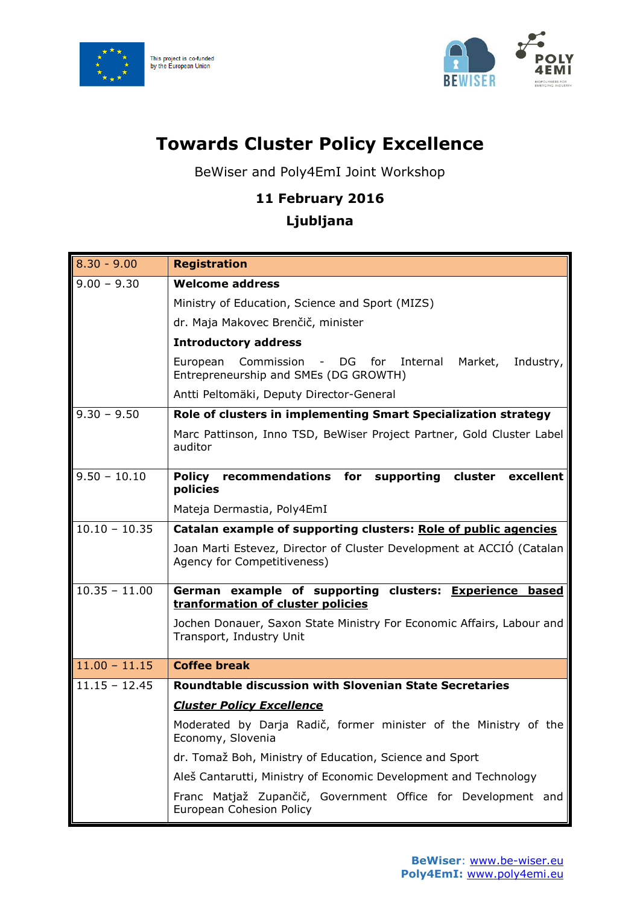This project is co-funded by the European Union

# Towards Cluster Policy Excellence

BeWiser and Poly4EmI Joint Workshop

**11 February 2016**

**Ljubljana**

| | |
|---|---|
| 8.30 - 9.00 | **Registration** |
| 9.00 – 9.30 | **Welcome address**<br>Ministry of Education, Science and Sport (MIZS)<br>dr. Maja Makovec Brenčič, minister<br>**Introductory address**<br>European Commission - DG for Internal Market, Industry, Entrepreneurship and SMEs (DG GROWTH)<br>Antti Peltomäki, Deputy Director-General |
| 9.30 – 9.50 | **Role of clusters in implementing Smart Specialization strategy**<br>Marc Pattinson, Inno TSD, BeWiser Project Partner, Gold Cluster Label auditor |
| 9.50 – 10.10 | **Policy recommendations for supporting cluster excellent policies**<br>Mateja Dermastia, Poly4EmI |
| 10.10 – 10.35 | **Catalan example of supporting clusters: Role of public agencies**<br>Joan Marti Estevez, Director of Cluster Development at ACCIÓ (Catalan Agency for Competitiveness) |
| 10.35 – 11.00 | **German example of supporting clusters: Experience based tranformation of cluster policies**<br>Jochen Donauer, Saxon State Ministry For Economic Affairs, Labour and Transport, Industry Unit |
| 11.00 – 11.15 | **Coffee break** |
| 11.15 – 12.45 | **Roundtable discussion with Slovenian State Secretaries**<br>***Cluster Policy Excellence***<br>Moderated by Darja Radič, former minister of the Ministry of the Economy, Slovenia<br>dr. Tomaž Boh, Ministry of Education, Science and Sport<br>Aleš Cantarutti, Ministry of Economic Development and Technology<br>Franc Matjaž Zupančič, Government Office for Development and European Cohesion Policy |

**BeWiser**: www.be-wiser.eu
**Poly4EmI:** www.poly4emi.eu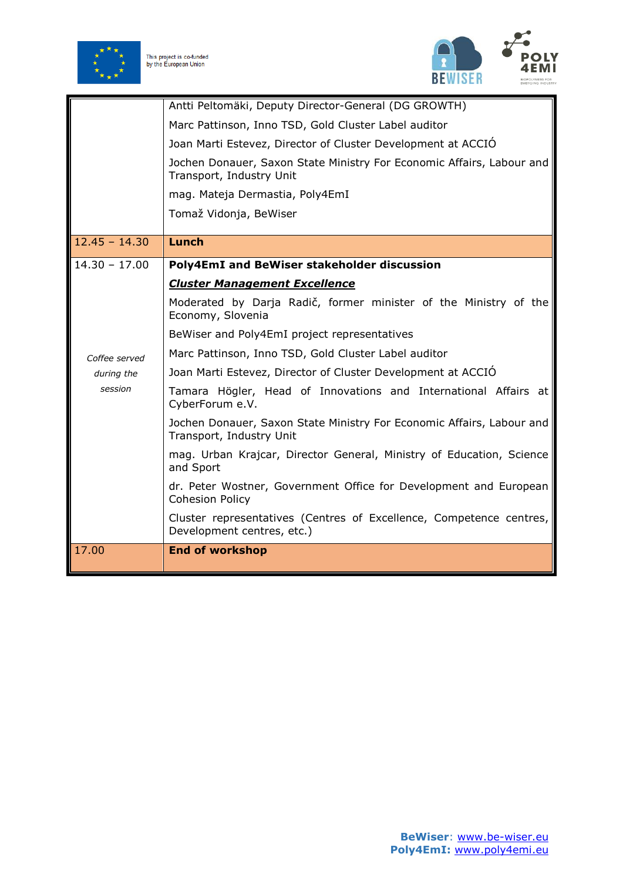| | |
|---|---|
| | Antti Peltomäki, Deputy Director-General (DG GROWTH)<br>Marc Pattinson, Inno TSD, Gold Cluster Label auditor<br>Joan Marti Estevez, Director of Cluster Development at ACCIÓ<br>Jochen Donauer, Saxon State Ministry For Economic Affairs, Labour and Transport, Industry Unit<br>mag. Mateja Dermastia, Poly4EmI<br>Tomaž Vidonja, BeWiser |
| 12.45 – 14.30 | **Lunch** |
| 14.30 – 17.00<br><br>*Coffee served during the session* | **Poly4EmI and BeWiser stakeholder discussion**<br>***Cluster Management Excellence***<br>Moderated by Darja Radič, former minister of the Ministry of the Economy, Slovenia<br>BeWiser and Poly4EmI project representatives<br>Marc Pattinson, Inno TSD, Gold Cluster Label auditor<br>Joan Marti Estevez, Director of Cluster Development at ACCIÓ<br>Tamara Högler, Head of Innovations and International Affairs at CyberForum e.V.<br>Jochen Donauer, Saxon State Ministry For Economic Affairs, Labour and Transport, Industry Unit<br>mag. Urban Krajcar, Director General, Ministry of Education, Science and Sport<br>dr. Peter Wostner, Government Office for Development and European Cohesion Policy<br>Cluster representatives (Centres of Excellence, Competence centres, Development centres, etc.) |
| 17.00 | **End of workshop** |

**BeWiser**: www.be-wiser.eu
**Poly4EmI:** www.poly4emi.eu